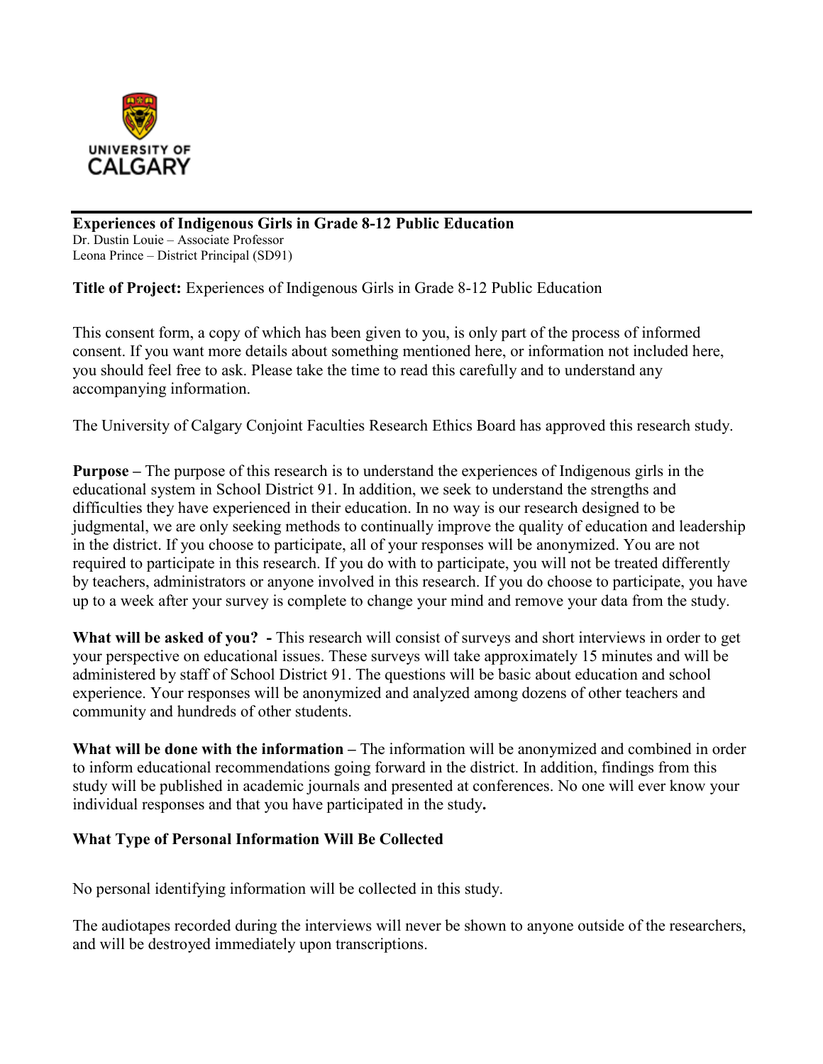UNIVERSITY OF CALGARY

**Experiences of Indigenous Girls in Grade 8-12 Public Education**
Dr. Dustin Louie – Associate Professor
Leona Prince – District Principal (SD91)

**Title of Project:** Experiences of Indigenous Girls in Grade 8-12 Public Education

This consent form, a copy of which has been given to you, is only part of the process of informed consent. If you want more details about something mentioned here, or information not included here, you should feel free to ask. Please take the time to read this carefully and to understand any accompanying information.

The University of Calgary Conjoint Faculties Research Ethics Board has approved this research study.

**Purpose –** The purpose of this research is to understand the experiences of Indigenous girls in the educational system in School District 91. In addition, we seek to understand the strengths and difficulties they have experienced in their education. In no way is our research designed to be judgmental, we are only seeking methods to continually improve the quality of education and leadership in the district. If you choose to participate, all of your responses will be anonymized. You are not required to participate in this research. If you do with to participate, you will not be treated differently by teachers, administrators or anyone involved in this research. If you do choose to participate, you have up to a week after your survey is complete to change your mind and remove your data from the study.

**What will be asked of you? -** This research will consist of surveys and short interviews in order to get your perspective on educational issues. These surveys will take approximately 15 minutes and will be administered by staff of School District 91. The questions will be basic about education and school experience. Your responses will be anonymized and analyzed among dozens of other teachers and community and hundreds of other students.

**What will be done with the information –** The information will be anonymized and combined in order to inform educational recommendations going forward in the district. In addition, findings from this study will be published in academic journals and presented at conferences. No one will ever know your individual responses and that you have participated in the study**.**

**What Type of Personal Information Will Be Collected**

No personal identifying information will be collected in this study.

The audiotapes recorded during the interviews will never be shown to anyone outside of the researchers, and will be destroyed immediately upon transcriptions.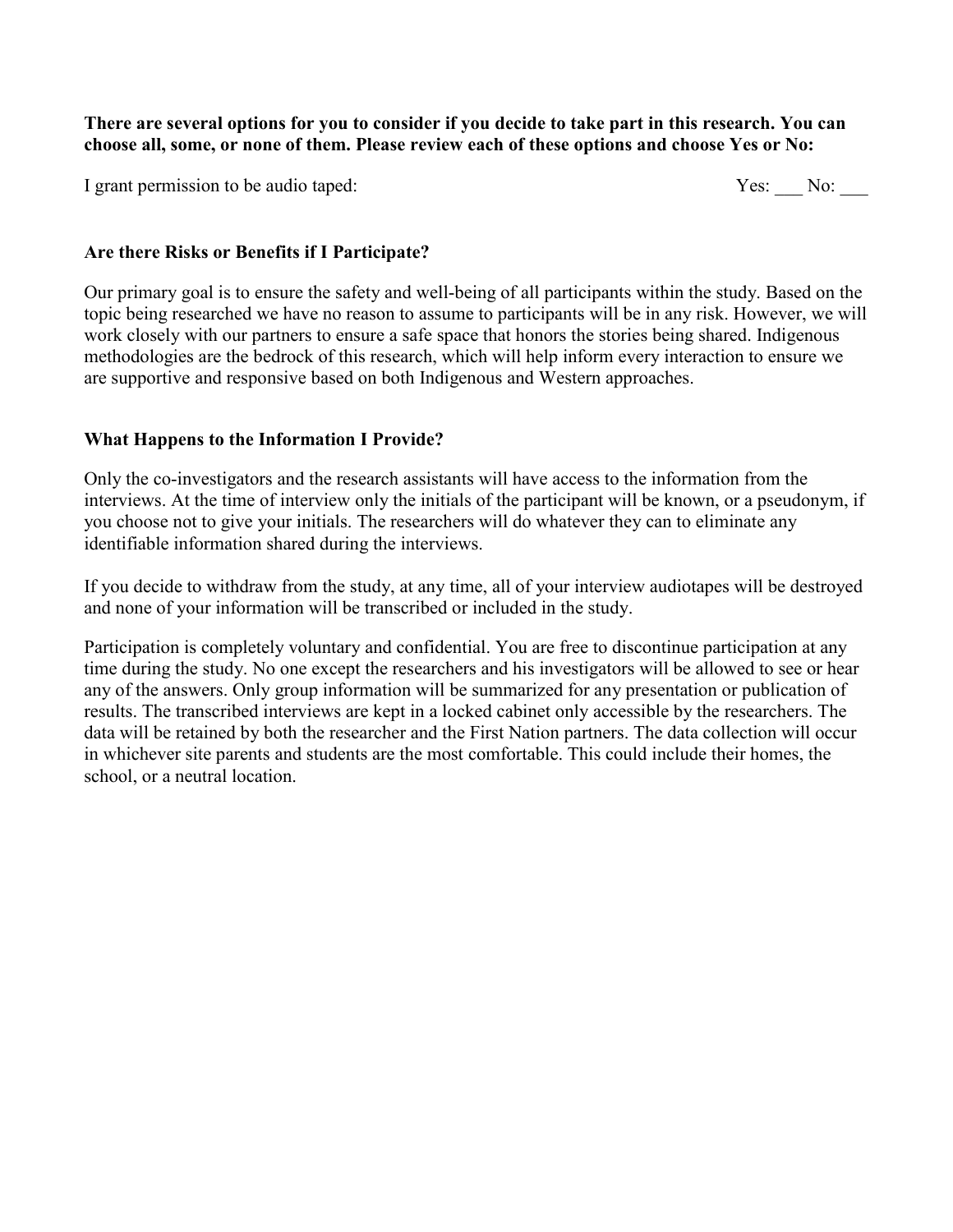**There are several options for you to consider if you decide to take part in this research. You can choose all, some, or none of them. Please review each of these options and choose Yes or No:**

I grant permission to be audio taped: Yes: ___ No: ___

### Are there Risks or Benefits if I Participate?

Our primary goal is to ensure the safety and well-being of all participants within the study. Based on the topic being researched we have no reason to assume to participants will be in any risk. However, we will work closely with our partners to ensure a safe space that honors the stories being shared. Indigenous methodologies are the bedrock of this research, which will help inform every interaction to ensure we are supportive and responsive based on both Indigenous and Western approaches.

### What Happens to the Information I Provide?

Only the co-investigators and the research assistants will have access to the information from the interviews. At the time of interview only the initials of the participant will be known, or a pseudonym, if you choose not to give your initials. The researchers will do whatever they can to eliminate any identifiable information shared during the interviews.

If you decide to withdraw from the study, at any time, all of your interview audiotapes will be destroyed and none of your information will be transcribed or included in the study.

Participation is completely voluntary and confidential. You are free to discontinue participation at any time during the study. No one except the researchers and his investigators will be allowed to see or hear any of the answers. Only group information will be summarized for any presentation or publication of results. The transcribed interviews are kept in a locked cabinet only accessible by the researchers. The data will be retained by both the researcher and the First Nation partners. The data collection will occur in whichever site parents and students are the most comfortable. This could include their homes, the school, or a neutral location.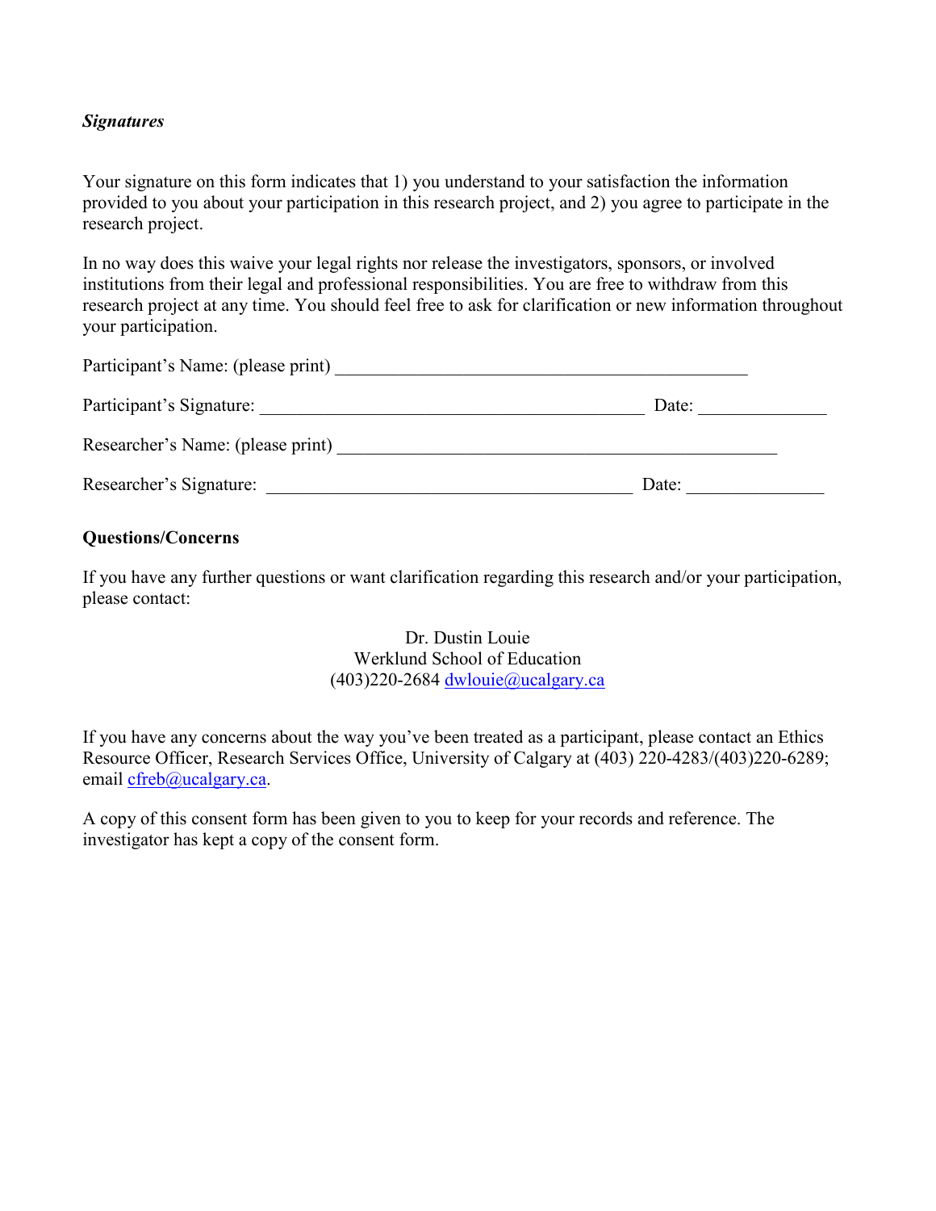***Signatures***

Your signature on this form indicates that 1) you understand to your satisfaction the information provided to you about your participation in this research project, and 2) you agree to participate in the research project.

In no way does this waive your legal rights nor release the investigators, sponsors, or involved institutions from their legal and professional responsibilities. You are free to withdraw from this research project at any time. You should feel free to ask for clarification or new information throughout your participation.

Participant's Name: (please print) _______________________________________________

Participant's Signature: ____________________________________________ Date: ______________

Researcher's Name: (please print) __________________________________________________

Researcher's Signature: __________________________________________ Date: _______________

**Questions/Concerns**

If you have any further questions or want clarification regarding this research and/or your participation, please contact:

Dr. Dustin Louie
Werklund School of Education
(403)220-2684 dwlouie@ucalgary.ca

If you have any concerns about the way you've been treated as a participant, please contact an Ethics Resource Officer, Research Services Office, University of Calgary at (403) 220-4283/(403)220-6289; email cfreb@ucalgary.ca.

A copy of this consent form has been given to you to keep for your records and reference. The investigator has kept a copy of the consent form.